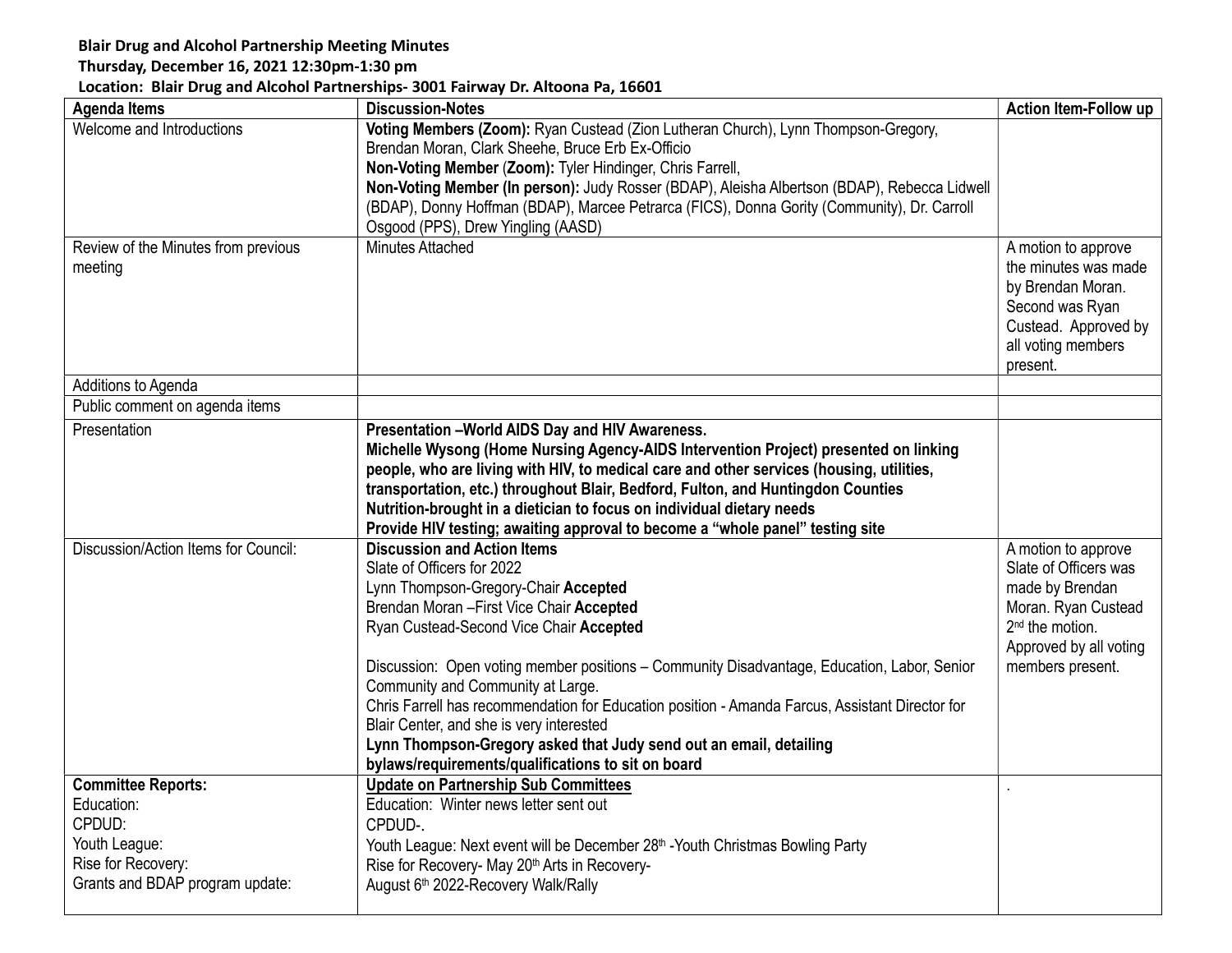**Blair Drug and Alcohol Partnership Meeting Minutes**
**Thursday, December 16, 2021 12:30pm-1:30 pm**
**Location: Blair Drug and Alcohol Partnerships- 3001 Fairway Dr. Altoona Pa, 16601**

| Agenda Items | Discussion-Notes | Action Item-Follow up |
|---|---|---|
| Welcome and Introductions | **Voting Members (Zoom):** Ryan Custead (Zion Lutheran Church), Lynn Thompson-Gregory, Brendan Moran, Clark Sheehe, Bruce Erb Ex-Officio<br>**Non-Voting Member (Zoom):** Tyler Hindinger, Chris Farrell,<br>**Non-Voting Member (In person):** Judy Rosser (BDAP), Aleisha Albertson (BDAP), Rebecca Lidwell (BDAP), Donny Hoffman (BDAP), Marcee Petrarca (FICS), Donna Gority (Community), Dr. Carroll Osgood (PPS), Drew Yingling (AASD) | |
| Review of the Minutes from previous meeting | Minutes Attached | A motion to approve the minutes was made by Brendan Moran. Second was Ryan Custead. Approved by all voting members present. |
| Additions to Agenda | | |
| Public comment on agenda items | | |
| Presentation | **Presentation –World AIDS Day and HIV Awareness.**<br>**Michelle Wysong (Home Nursing Agency-AIDS Intervention Project) presented on linking people, who are living with HIV, to medical care and other services (housing, utilities, transportation, etc.) throughout Blair, Bedford, Fulton, and Huntingdon Counties**<br>**Nutrition-brought in a dietician to focus on individual dietary needs**<br>**Provide HIV testing; awaiting approval to become a "whole panel" testing site** | |
| Discussion/Action Items for Council: | **Discussion and Action Items**<br>Slate of Officers for 2022<br>Lynn Thompson-Gregory-Chair **Accepted**<br>Brendan Moran –First Vice Chair **Accepted**<br>Ryan Custead-Second Vice Chair **Accepted**<br><br>Discussion: Open voting member positions – Community Disadvantage, Education, Labor, Senior Community and Community at Large.<br>Chris Farrell has recommendation for Education position - Amanda Farcus, Assistant Director for Blair Center, and she is very interested<br>**Lynn Thompson-Gregory asked that Judy send out an email, detailing bylaws/requirements/qualifications to sit on board** | A motion to approve Slate of Officers was made by Brendan Moran. Ryan Custead 2nd the motion. Approved by all voting members present. |
| **Committee Reports:**<br>Education:<br>CPDUD:<br>Youth League:<br>Rise for Recovery:<br>Grants and BDAP program update: | **Update on Partnership Sub Committees**<br>Education: Winter news letter sent out<br>CPDUD-.<br>Youth League: Next event will be December 28th -Youth Christmas Bowling Party<br>Rise for Recovery- May 20th Arts in Recovery-<br>August 6th 2022-Recovery Walk/Rally | . |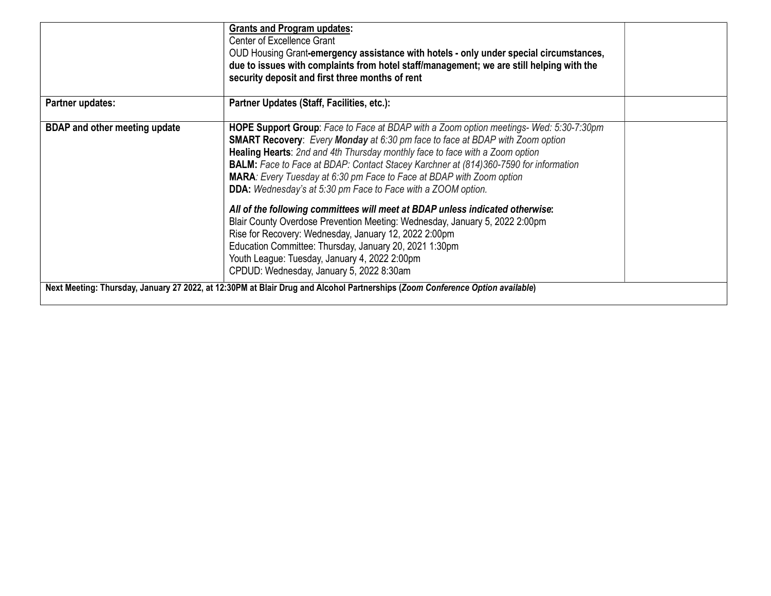| | | |
|---|---|---|
| | <u>**Grants and Program updates**</u>**:**<br>Center of Excellence Grant<br>OUD Housing Grant**-emergency assistance with hotels - only under special circumstances, due to issues with complaints from hotel staff/management; we are still helping with the security deposit and first three months of rent** | |
| **Partner updates:** | **Partner Updates (Staff, Facilities, etc.):** | |
| **BDAP and other meeting update** | **HOPE Support Group**: *Face to Face at BDAP with a Zoom option meetings- Wed: 5:30-7:30pm*<br>**SMART Recovery**: *Every **Monday** at 6:30 pm face to face at BDAP with Zoom option*<br>**Healing Hearts**: *2nd and 4th Thursday monthly face to face with a Zoom option*<br>**BALM:** *Face to Face at BDAP: Contact Stacey Karchner at (814)360-7590 for information*<br>**MARA***: Every Tuesday at 6:30 pm Face to Face at BDAP with Zoom option*<br>**DDA:** *Wednesday's at 5:30 pm Face to Face with a ZOOM option.*<br><br>***All of the following committees will meet at BDAP unless indicated otherwise*:**<br>Blair County Overdose Prevention Meeting: Wednesday, January 5, 2022 2:00pm<br>Rise for Recovery: Wednesday, January 12, 2022 2:00pm<br>Education Committee: Thursday, January 20, 2021 1:30pm<br>Youth League: Tuesday, January 4, 2022 2:00pm<br>CPDUD: Wednesday, January 5, 2022 8:30am | |
| **Next Meeting: Thursday, January 27 2022, at 12:30PM at Blair Drug and Alcohol Partnerships (*Zoom Conference Option available*)** | | |